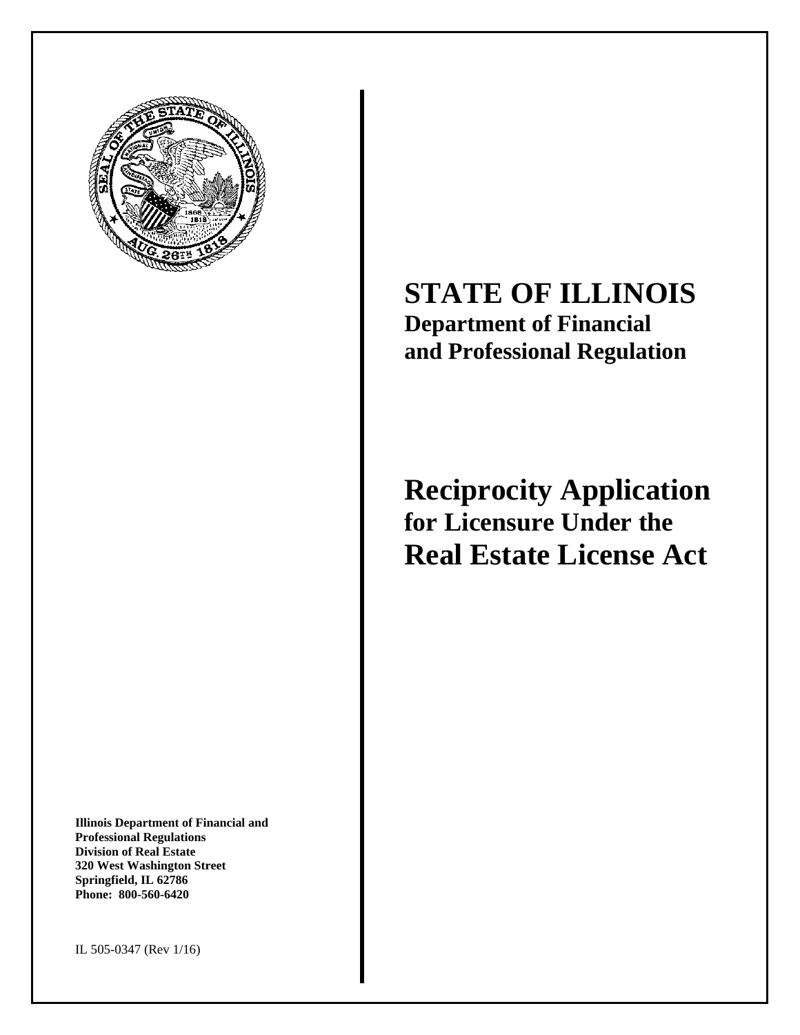# STATE OF ILLINOIS

**Department of Financial and Professional Regulation**

# Reciprocity Application

## for Licensure Under the

# Real Estate License Act

**Illinois Department of Financial and Professional Regulations**
**Division of Real Estate**
**320 West Washington Street**
**Springfield, IL 62786**
**Phone: 800-560-6420**

IL 505-0347 (Rev 1/16)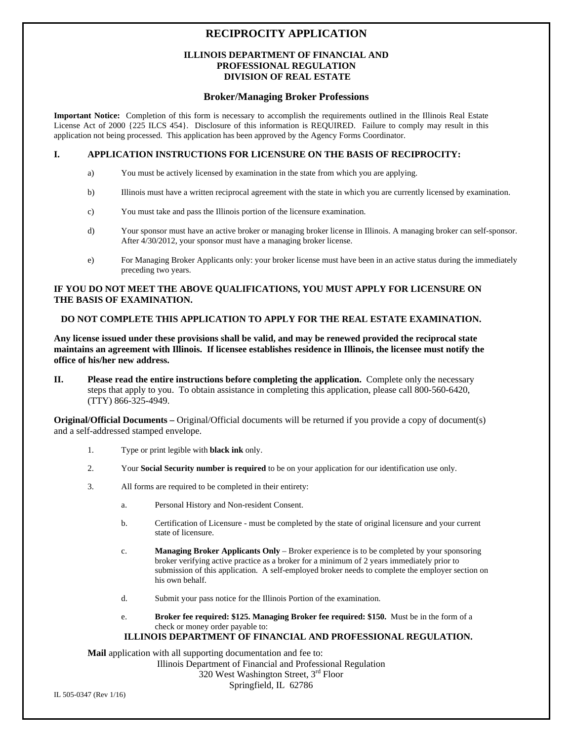# RECIPROCITY APPLICATION

### ILLINOIS DEPARTMENT OF FINANCIAL AND PROFESSIONAL REGULATION DIVISION OF REAL ESTATE

## Broker/Managing Broker Professions

**Important Notice:** Completion of this form is necessary to accomplish the requirements outlined in the Illinois Real Estate License Act of 2000 {225 ILCS 454}. Disclosure of this information is REQUIRED. Failure to comply may result in this application not being processed. This application has been approved by the Agency Forms Coordinator.

### I. APPLICATION INSTRUCTIONS FOR LICENSURE ON THE BASIS OF RECIPROCITY:

a) You must be actively licensed by examination in the state from which you are applying.

b) Illinois must have a written reciprocal agreement with the state in which you are currently licensed by examination.

c) You must take and pass the Illinois portion of the licensure examination.

d) Your sponsor must have an active broker or managing broker license in Illinois. A managing broker can self-sponsor. After 4/30/2012, your sponsor must have a managing broker license.

e) For Managing Broker Applicants only: your broker license must have been in an active status during the immediately preceding two years.

**IF YOU DO NOT MEET THE ABOVE QUALIFICATIONS, YOU MUST APPLY FOR LICENSURE ON THE BASIS OF EXAMINATION.**

**DO NOT COMPLETE THIS APPLICATION TO APPLY FOR THE REAL ESTATE EXAMINATION.**

**Any license issued under these provisions shall be valid, and may be renewed provided the reciprocal state maintains an agreement with Illinois. If licensee establishes residence in Illinois, the licensee must notify the office of his/her new address.**

**II. Please read the entire instructions before completing the application.** Complete only the necessary steps that apply to you. To obtain assistance in completing this application, please call 800-560-6420, (TTY) 866-325-4949.

**Original/Official Documents –** Original/Official documents will be returned if you provide a copy of document(s) and a self-addressed stamped envelope.

1. Type or print legible with **black ink** only.
2. Your **Social Security number is required** to be on your application for our identification use only.
3. All forms are required to be completed in their entirety:
   a. Personal History and Non-resident Consent.
   b. Certification of Licensure - must be completed by the state of original licensure and your current state of licensure.
   c. **Managing Broker Applicants Only** – Broker experience is to be completed by your sponsoring broker verifying active practice as a broker for a minimum of 2 years immediately prior to submission of this application. A self-employed broker needs to complete the employer section on his own behalf.
   d. Submit your pass notice for the Illinois Portion of the examination.
   e. **Broker fee required: $125. Managing Broker fee required: $150.** Must be in the form of a check or money order payable to:
   **ILLINOIS DEPARTMENT OF FINANCIAL AND PROFESSIONAL REGULATION.**

**Mail** application with all supporting documentation and fee to:

Illinois Department of Financial and Professional Regulation
320 West Washington Street, 3rd Floor
Springfield, IL 62786

IL 505-0347 (Rev 1/16)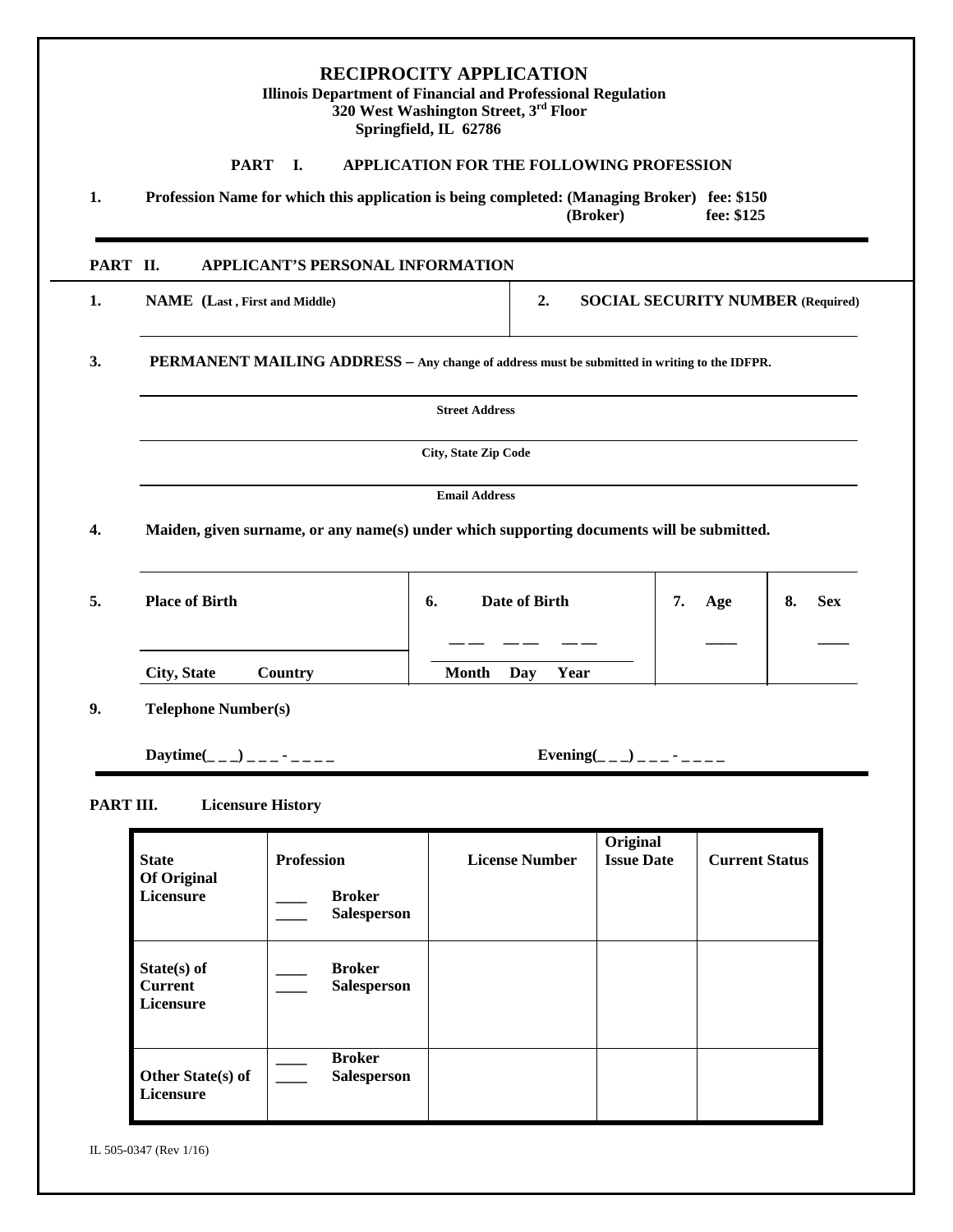# RECIPROCITY APPLICATION

**Illinois Department of Financial and Professional Regulation**
**320 West Washington Street, 3rd Floor**
**Springfield, IL 62786**

## PART I. APPLICATION FOR THE FOLLOWING PROFESSION

**1. Profession Name for which this application is being completed: (Managing Broker) fee: $150**
**(Broker) fee: $125**

## PART II. APPLICANT'S PERSONAL INFORMATION

**1. NAME (Last , First and Middle)**

**2. SOCIAL SECURITY NUMBER (Required)**

**3. PERMANENT MAILING ADDRESS – Any change of address must be submitted in writing to the IDFPR.**

**Street Address**

**City, State Zip Code**

**Email Address**

**4. Maiden, given surname, or any name(s) under which supporting documents will be submitted.**

| 5. Place of Birth | 6. Date of Birth | 7. Age | 8. Sex |
|---|---|---|---|
| City, State Country | Month Day Year | ____ | ____ |

**9. Telephone Number(s)**

**Daytime(_ _ _) _ _ _ - _ _ _ _** **Evening(_ _ _) _ _ _ - _ _ _ _**

## PART III. Licensure History

| State Of Original Licensure | Profession<br>____ Broker<br>____ Salesperson | License Number | Original Issue Date | Current Status |
|---|---|---|---|---|
| State(s) of Current Licensure | ____ Broker<br>____ Salesperson | | | |
| Other State(s) of Licensure | ____ Broker<br>____ Salesperson | | | |

IL 505-0347 (Rev 1/16)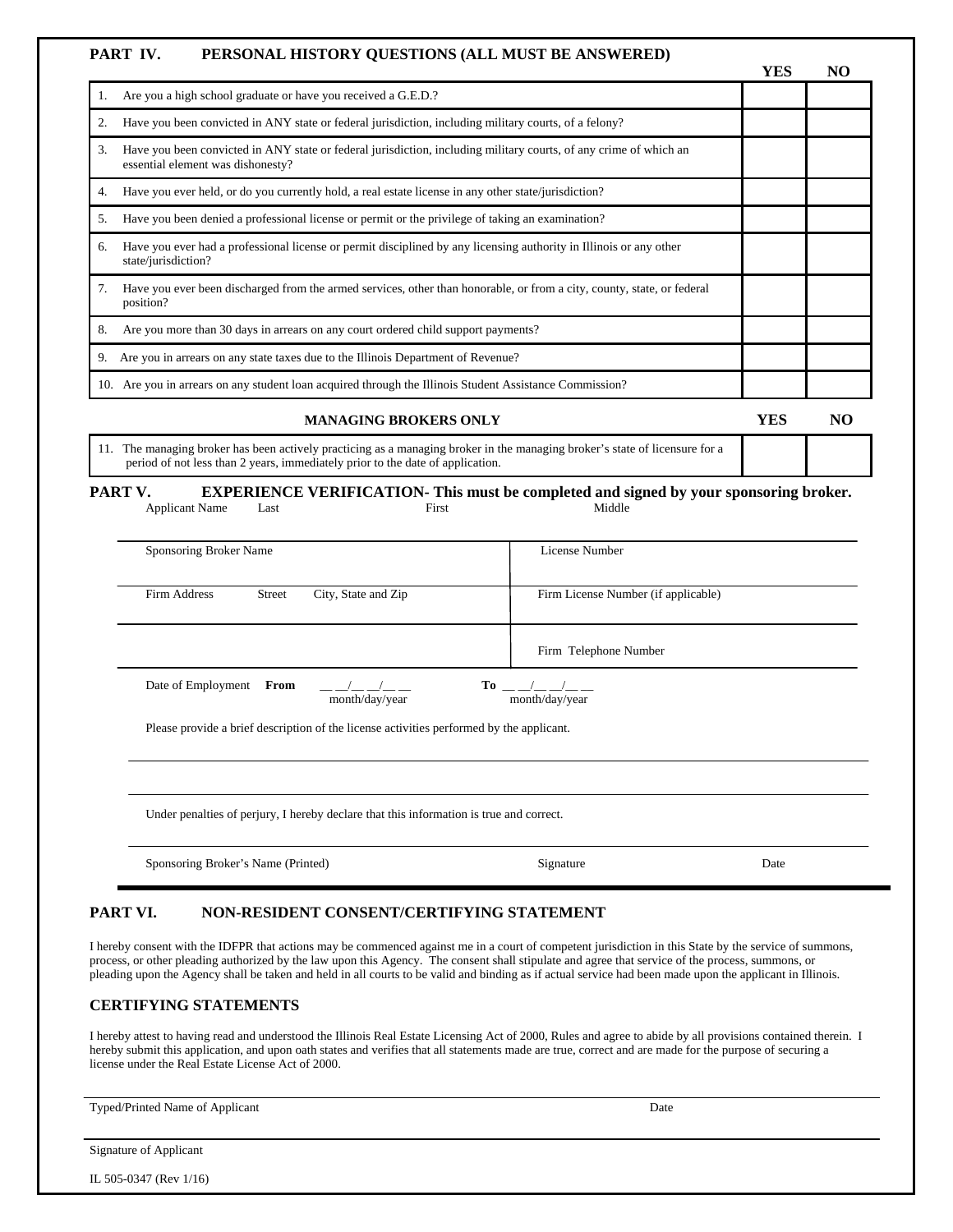## PART IV. PERSONAL HISTORY QUESTIONS (ALL MUST BE ANSWERED)

| | YES | NO |
|---|---|---|
| 1. Are you a high school graduate or have you received a G.E.D.? | | |
| 2. Have you been convicted in ANY state or federal jurisdiction, including military courts, of a felony? | | |
| 3. Have you been convicted in ANY state or federal jurisdiction, including military courts, of any crime of which an essential element was dishonesty? | | |
| 4. Have you ever held, or do you currently hold, a real estate license in any other state/jurisdiction? | | |
| 5. Have you been denied a professional license or permit or the privilege of taking an examination? | | |
| 6. Have you ever had a professional license or permit disciplined by any licensing authority in Illinois or any other state/jurisdiction? | | |
| 7. Have you ever been discharged from the armed services, other than honorable, or from a city, county, state, or federal position? | | |
| 8. Are you more than 30 days in arrears on any court ordered child support payments? | | |
| 9. Are you in arrears on any state taxes due to the Illinois Department of Revenue? | | |
| 10. Are you in arrears on any student loan acquired through the Illinois Student Assistance Commission? | | |

| MANAGING BROKERS ONLY | YES | NO |
|---|---|---|
| 11. The managing broker has been actively practicing as a managing broker in the managing broker's state of licensure for a period of not less than 2 years, immediately prior to the date of application. | | |

## PART V. EXPERIENCE VERIFICATION- This must be completed and signed by your sponsoring broker.

Applicant Name Last First Middle

| | |
|---|---|
| Sponsoring Broker Name | License Number |
| Firm Address Street City, State and Zip | Firm License Number (if applicable) |
| | Firm Telephone Number |

Date of Employment **From** \_\_ \_\_/\_\_ \_\_/\_\_ \_\_ month/day/year **To** \_\_ \_\_/\_\_ \_\_/\_\_ \_\_ month/day/year

Please provide a brief description of the license activities performed by the applicant.

Under penalties of perjury, I hereby declare that this information is true and correct.

Sponsoring Broker's Name (Printed) Signature Date

## PART VI. NON-RESIDENT CONSENT/CERTIFYING STATEMENT

I hereby consent with the IDFPR that actions may be commenced against me in a court of competent jurisdiction in this State by the service of summons, process, or other pleading authorized by the law upon this Agency. The consent shall stipulate and agree that service of the process, summons, or pleading upon the Agency shall be taken and held in all courts to be valid and binding as if actual service had been made upon the applicant in Illinois.

### CERTIFYING STATEMENTS

I hereby attest to having read and understood the Illinois Real Estate Licensing Act of 2000, Rules and agree to abide by all provisions contained therein. I hereby submit this application, and upon oath states and verifies that all statements made are true, correct and are made for the purpose of securing a license under the Real Estate License Act of 2000.

Typed/Printed Name of Applicant Date

Signature of Applicant

IL 505-0347 (Rev 1/16)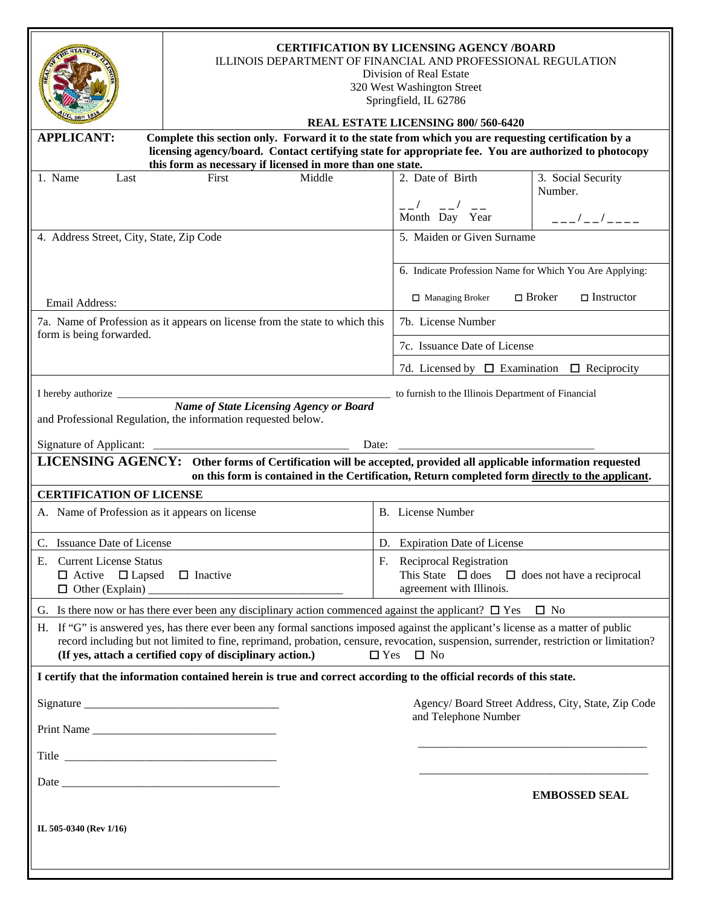**CERTIFICATION BY LICENSING AGENCY /BOARD**
ILLINOIS DEPARTMENT OF FINANCIAL AND PROFESSIONAL REGULATION
Division of Real Estate
320 West Washington Street
Springfield, IL 62786

**REAL ESTATE LICENSING 800/ 560-6420**

**APPLICANT:** **Complete this section only. Forward it to the state from which you are requesting certification by a licensing agency/board. Contact certifying state for appropriate fee. You are authorized to photocopy this form as necessary if licensed in more than one state.**

| 1. Name Last First Middle | 2. Date of Birth<br>__/ __/ __<br>Month Day Year | 3. Social Security Number.<br>___/__/____ |
|---|---|---|
| 4. Address Street, City, State, Zip Code<br><br>Email Address: | 5. Maiden or Given Surname<br><br>6. Indicate Profession Name for Which You Are Applying:<br>☐ Managing Broker ☐ Broker ☐ Instructor | |
| 7a. Name of Profession as it appears on license from the state to which this form is being forwarded. | 7b. License Number<br>7c. Issuance Date of License<br>7d. Licensed by ☐ Examination ☐ Reciprocity | |

I hereby authorize ______________________________________ to furnish to the Illinois Department of Financial
*Name of State Licensing Agency or Board*
and Professional Regulation, the information requested below.

Signature of Applicant: ______________________________ Date: ______________________________

**LICENSING AGENCY:** **Other forms of Certification will be accepted, provided all applicable information requested on this form is contained in the Certification, Return completed form directly to the applicant.**

**CERTIFICATION OF LICENSE**

| A. Name of Profession as it appears on license | B. License Number |
|---|---|
| C. Issuance Date of License | D. Expiration Date of License |
| E. Current License Status<br>☐ Active ☐ Lapsed ☐ Inactive<br>☐ Other (Explain) ______________________ | F. Reciprocal Registration<br>This State ☐ does ☐ does not have a reciprocal agreement with Illinois. |

G. Is there now or has there ever been any disciplinary action commenced against the applicant? ☐ Yes ☐ No

H. If "G" is answered yes, has there ever been any formal sanctions imposed against the applicant's license as a matter of public record including but not limited to fine, reprimand, probation, censure, revocation, suspension, surrender, restriction or limitation? **(If yes, attach a certified copy of disciplinary action.)** ☐ Yes ☐ No

**I certify that the information contained herein is true and correct according to the official records of this state.**

Signature ______________________________

Print Name ______________________________

Title ______________________________

Date ______________________________

Agency/ Board Street Address, City, State, Zip Code and Telephone Number

______________________________

______________________________

**EMBOSSED SEAL**

**IL 505-0340 (Rev 1/16)**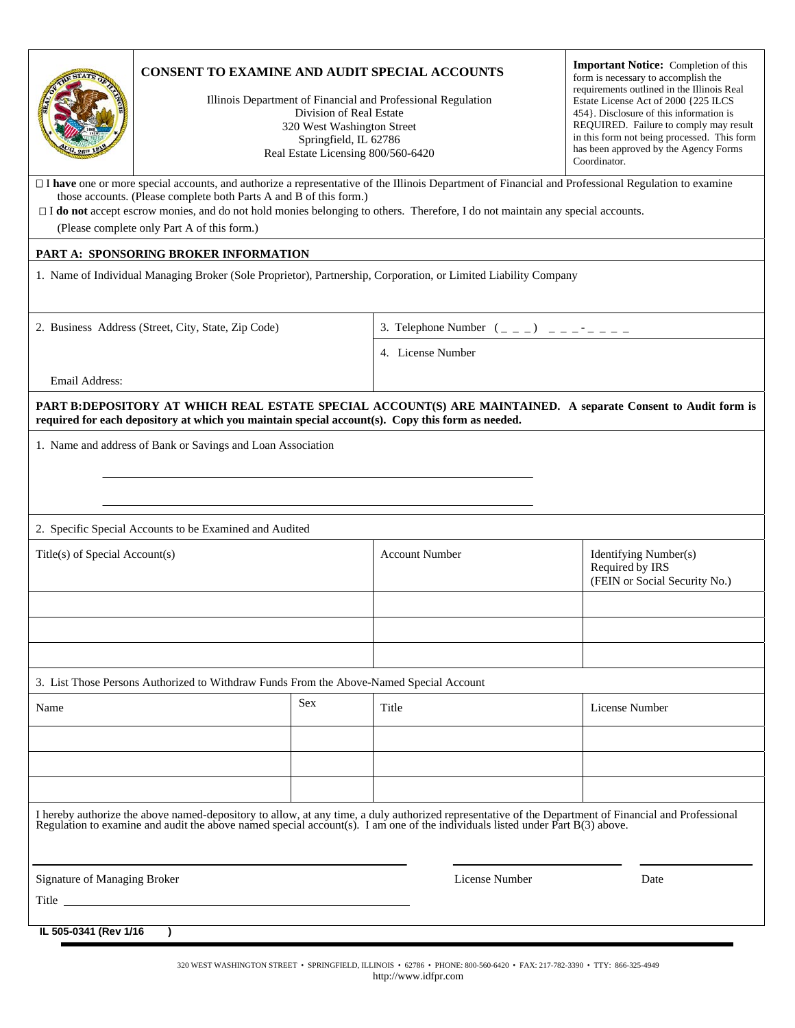# CONSENT TO EXAMINE AND AUDIT SPECIAL ACCOUNTS

Illinois Department of Financial and Professional Regulation
Division of Real Estate
320 West Washington Street
Springfield, IL 62786
Real Estate Licensing 800/560-6420

**Important Notice:** Completion of this form is necessary to accomplish the requirements outlined in the Illinois Real Estate License Act of 2000 {225 ILCS 454}. Disclosure of this information is REQUIRED. Failure to comply may result in this form not being processed. This form has been approved by the Agency Forms Coordinator.

☐ I **have** one or more special accounts, and authorize a representative of the Illinois Department of Financial and Professional Regulation to examine those accounts. (Please complete both Parts A and B of this form.)

☐ I **do not** accept escrow monies, and do not hold monies belonging to others. Therefore, I do not maintain any special accounts. (Please complete only Part A of this form.)

**PART A: SPONSORING BROKER INFORMATION**

1. Name of Individual Managing Broker (Sole Proprietor), Partnership, Corporation, or Limited Liability Company

2. Business Address (Street, City, State, Zip Code)

Email Address:

3. Telephone Number ( _ _ _ ) _ _ _-_ _ _ _

4. License Number

**PART B: DEPOSITORY AT WHICH REAL ESTATE SPECIAL ACCOUNT(S) ARE MAINTAINED. A separate Consent to Audit form is required for each depository at which you maintain special account(s). Copy this form as needed.**

1. Name and address of Bank or Savings and Loan Association

______________________________________________

______________________________________________

2. Specific Special Accounts to be Examined and Audited

| Title(s) of Special Account(s) | Account Number | Identifying Number(s) Required by IRS (FEIN or Social Security No.) |
|---|---|---|
| | | |
| | | |
| | | |

3. List Those Persons Authorized to Withdraw Funds From the Above-Named Special Account

| Name | Sex | Title | License Number |
|---|---|---|---|
| | | | |
| | | | |
| | | | |

I hereby authorize the above named-depository to allow, at any time, a duly authorized representative of the Department of Financial and Professional Regulation to examine and audit the above named special account(s). I am one of the individuals listed under Part B(3) above.

______________________________ ______________________ ______________

Signature of Managing Broker License Number Date

Title ______________________________

IL 505-0341 (Rev 1/16 )

320 WEST WASHINGTON STREET • SPRINGFIELD, ILLINOIS • 62786 • PHONE: 800-560-6420 • FAX: 217-782-3390 • TTY: 866-325-4949
http://www.idfpr.com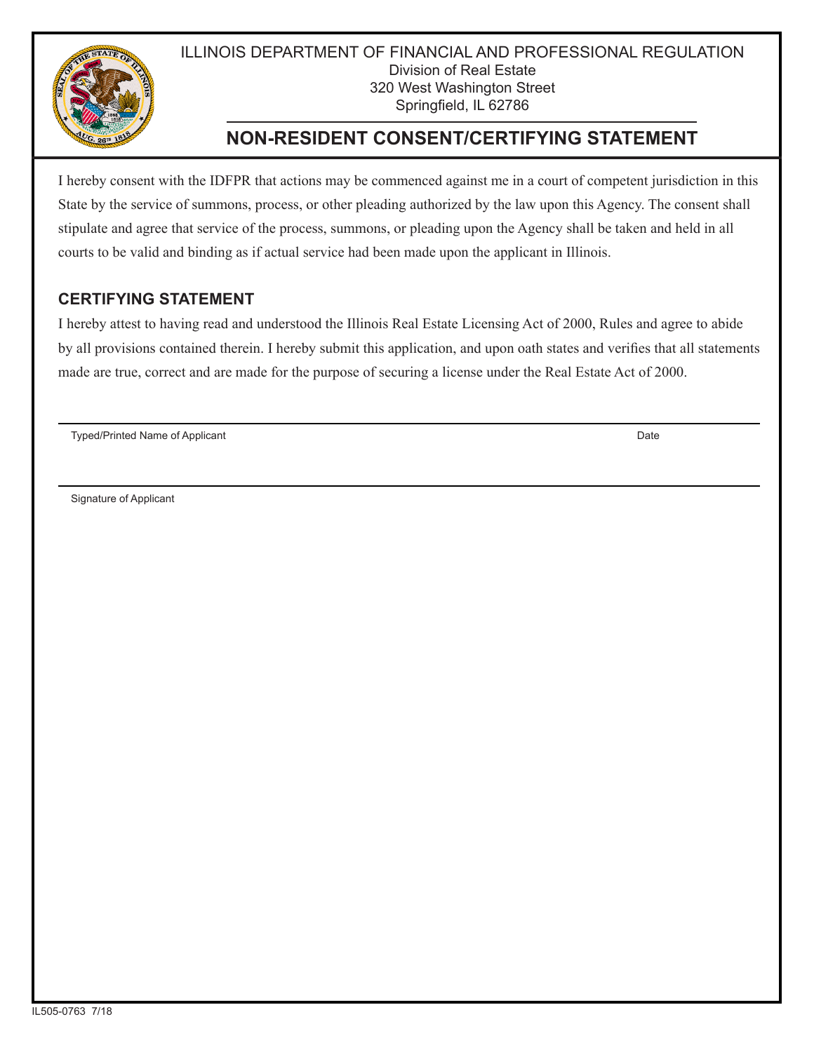ILLINOIS DEPARTMENT OF FINANCIAL AND PROFESSIONAL REGULATION
Division of Real Estate
320 West Washington Street
Springfield, IL 62786

# NON-RESIDENT CONSENT/CERTIFYING STATEMENT

I hereby consent with the IDFPR that actions may be commenced against me in a court of competent jurisdiction in this State by the service of summons, process, or other pleading authorized by the law upon this Agency. The consent shall stipulate and agree that service of the process, summons, or pleading upon the Agency shall be taken and held in all courts to be valid and binding as if actual service had been made upon the applicant in Illinois.

## CERTIFYING STATEMENT

I hereby attest to having read and understood the Illinois Real Estate Licensing Act of 2000, Rules and agree to abide by all provisions contained therein. I hereby submit this application, and upon oath states and verifies that all statements made are true, correct and are made for the purpose of securing a license under the Real Estate Act of 2000.

Typed/Printed Name of Applicant ____________________ Date ____________

Signature of Applicant ____________________

IL505-0763 7/18